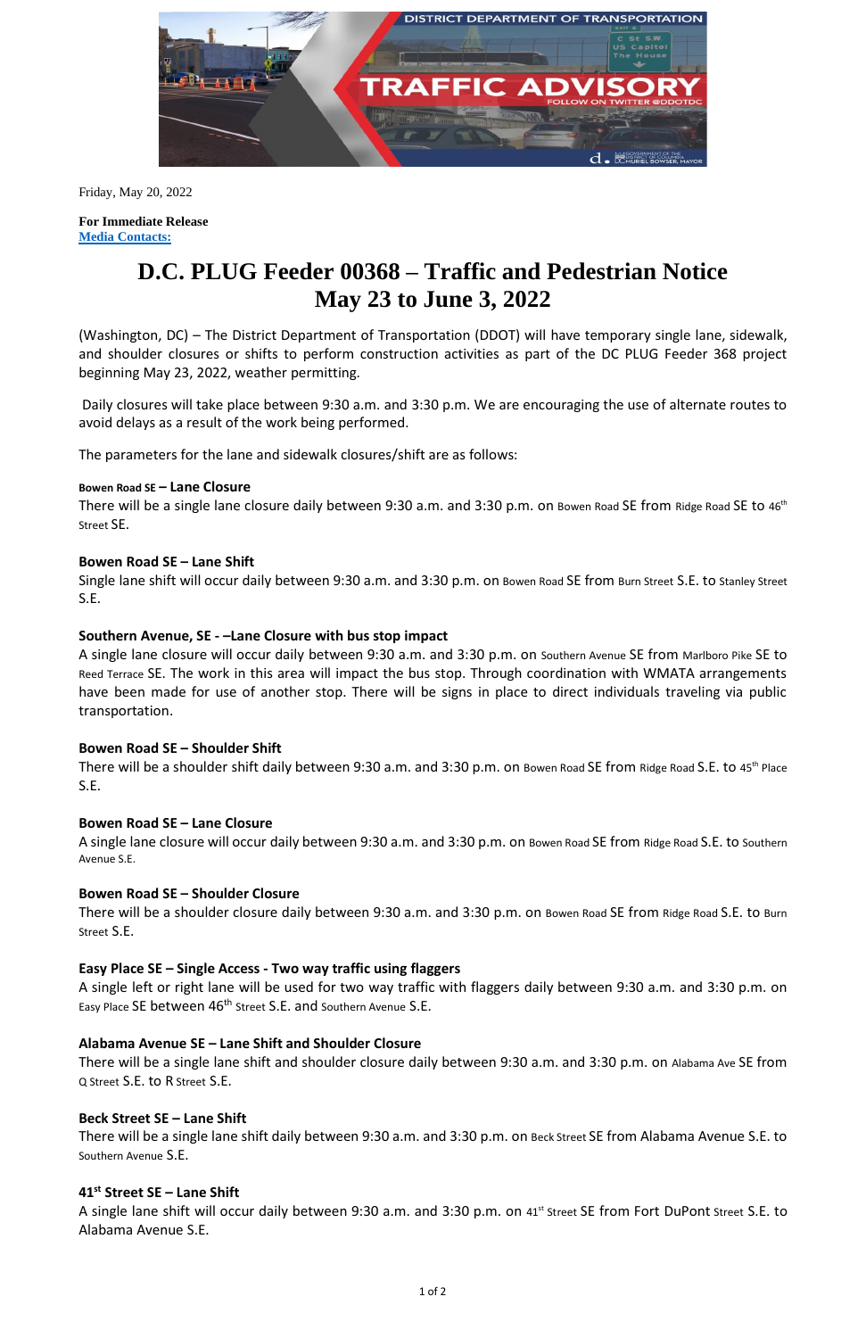Friday, May 20, 2022

**For Immediate Release**
**Media Contacts:**

# D.C. PLUG Feeder 00368 – Traffic and Pedestrian Notice May 23 to June 3, 2022

(Washington, DC) – The District Department of Transportation (DDOT) will have temporary single lane, sidewalk, and shoulder closures or shifts to perform construction activities as part of the DC PLUG Feeder 368 project beginning May 23, 2022, weather permitting.

Daily closures will take place between 9:30 a.m. and 3:30 p.m. We are encouraging the use of alternate routes to avoid delays as a result of the work being performed.

The parameters for the lane and sidewalk closures/shift are as follows:

**Bowen Road SE – Lane Closure**
There will be a single lane closure daily between 9:30 a.m. and 3:30 p.m. on Bowen Road SE from Ridge Road SE to 46th Street SE.

**Bowen Road SE – Lane Shift**
Single lane shift will occur daily between 9:30 a.m. and 3:30 p.m. on Bowen Road SE from Burn Street S.E. to Stanley Street S.E.

**Southern Avenue, SE - –Lane Closure with bus stop impact**
A single lane closure will occur daily between 9:30 a.m. and 3:30 p.m. on Southern Avenue SE from Marlboro Pike SE to Reed Terrace SE. The work in this area will impact the bus stop. Through coordination with WMATA arrangements have been made for use of another stop. There will be signs in place to direct individuals traveling via public transportation.

**Bowen Road SE – Shoulder Shift**
There will be a shoulder shift daily between 9:30 a.m. and 3:30 p.m. on Bowen Road SE from Ridge Road S.E. to 45th Place S.E.

**Bowen Road SE – Lane Closure**
A single lane closure will occur daily between 9:30 a.m. and 3:30 p.m. on Bowen Road SE from Ridge Road S.E. to Southern Avenue S.E.

**Bowen Road SE – Shoulder Closure**
There will be a shoulder closure daily between 9:30 a.m. and 3:30 p.m. on Bowen Road SE from Ridge Road S.E. to Burn Street S.E.

**Easy Place SE – Single Access - Two way traffic using flaggers**
A single left or right lane will be used for two way traffic with flaggers daily between 9:30 a.m. and 3:30 p.m. on Easy Place SE between 46th Street S.E. and Southern Avenue S.E.

**Alabama Avenue SE – Lane Shift and Shoulder Closure**
There will be a single lane shift and shoulder closure daily between 9:30 a.m. and 3:30 p.m. on Alabama Ave SE from Q Street S.E. to R Street S.E.

**Beck Street SE – Lane Shift**
There will be a single lane shift daily between 9:30 a.m. and 3:30 p.m. on Beck Street SE from Alabama Avenue S.E. to Southern Avenue S.E.

**41st Street SE – Lane Shift**
A single lane shift will occur daily between 9:30 a.m. and 3:30 p.m. on 41st Street SE from Fort DuPont Street S.E. to Alabama Avenue S.E.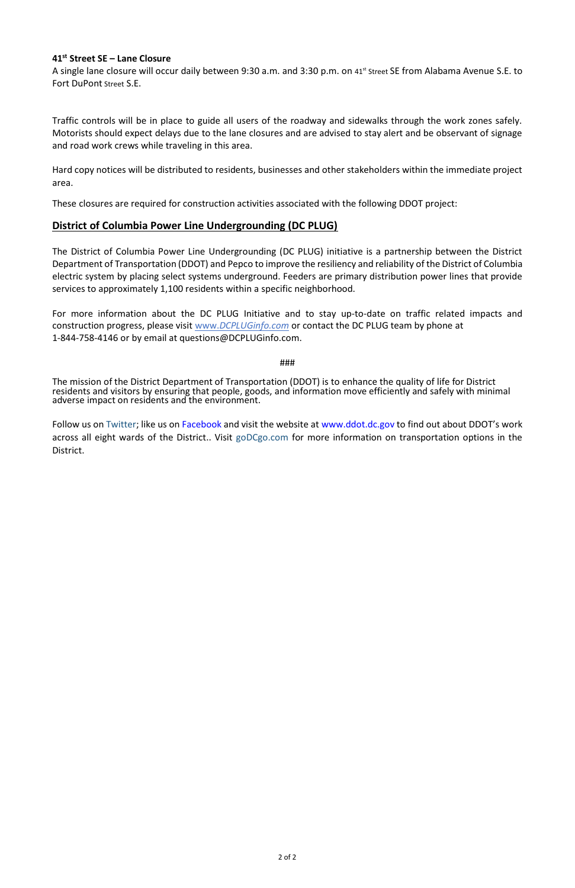**41st Street SE – Lane Closure**

A single lane closure will occur daily between 9:30 a.m. and 3:30 p.m. on 41st Street SE from Alabama Avenue S.E. to Fort DuPont Street S.E.

Traffic controls will be in place to guide all users of the roadway and sidewalks through the work zones safely. Motorists should expect delays due to the lane closures and are advised to stay alert and be observant of signage and road work crews while traveling in this area.

Hard copy notices will be distributed to residents, businesses and other stakeholders within the immediate project area.

These closures are required for construction activities associated with the following DDOT project:

## District of Columbia Power Line Undergrounding (DC PLUG)

The District of Columbia Power Line Undergrounding (DC PLUG) initiative is a partnership between the District Department of Transportation (DDOT) and Pepco to improve the resiliency and reliability of the District of Columbia electric system by placing select systems underground. Feeders are primary distribution power lines that provide services to approximately 1,100 residents within a specific neighborhood.

For more information about the DC PLUG Initiative and to stay up-to-date on traffic related impacts and construction progress, please visit *www.DCPLUGinfo.com* or contact the DC PLUG team by phone at 1-844-758-4146 or by email at questions@DCPLUGinfo.com.

###

The mission of the District Department of Transportation (DDOT) is to enhance the quality of life for District residents and visitors by ensuring that people, goods, and information move efficiently and safely with minimal adverse impact on residents and the environment.

Follow us on Twitter; like us on Facebook and visit the website at www.ddot.dc.gov to find out about DDOT's work across all eight wards of the District.. Visit goDCgo.com for more information on transportation options in the District.